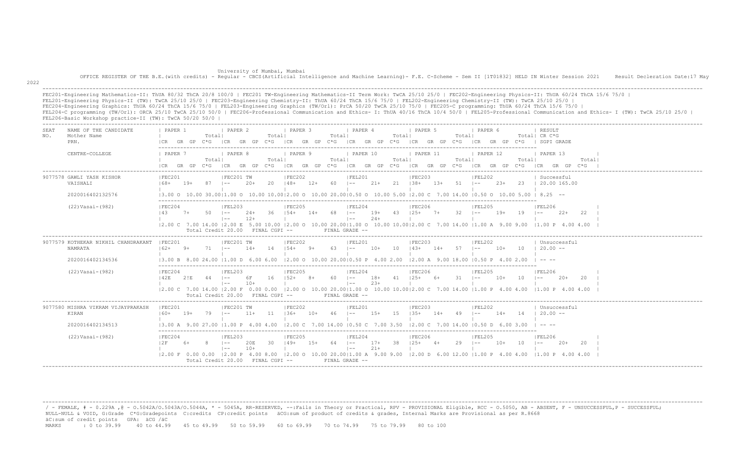University of Mumbai, Mumbai

OFFICE REGISTER OF THE B.E.(with credits) - Regular - CBCS(Artificial Intelligence and Machine Learning)- F.E. C-Scheme - Sem II [1T01832] HELD IN Winter Session 2021 Result Decleration Date:17 May 2022

FEC201-Engineering Mathematics-II: ThUA 80/32 ThCA 20/8 100/0 | FEC201 TW-Engineering Mathematics-II Term Work: TwCA 25/10 25/0 | FEC202-Engineering Physics-II: ThUA 60/24 ThCA 15/6 75/0 |
FEL201-Engineering Physics-II (TW): TwCA 25/10 25/0 | FEC203-Engineering Chemistry-II: ThUA 60/24 ThCA 15/6 75/0 | FEL202-Engineering Chemistry-II (TW): TwCA 25/10 25/0 |
FEC204-Engineering Graphics: ThUA 60/24 ThCA 15/6 75/0 | FEL203-Engineering Graphics (TW/Orl): PrCA 50/20 TwCA 25/10 75/0 | FEC205-C programming: ThUA 60/24 ThCA 15/6 75/0 |
FEL204-C programming (TW/Orl): ORCA 25/10 TwCA 25/10 50/0 | FEC206-Professional Communication and Ethics- I: ThUA 40/16 ThCA 10/4 50/0 | FEL205-Professional Communication and Ethics- I (TW): TwCA 25/10 25/0 |
FEL206-Basic Workshop practice-II (TW): TwCA 50/20 50/0 |

| SEAT NO. | NAME OF THE CANDIDATE / Mother Name / PRN. / CENTRE-COLLEGE | PAPER 1 / PAPER 7 | PAPER 2 / PAPER 8 | PAPER 3 / PAPER 9 | PAPER 4 / PAPER 10 | PAPER 5 / PAPER 11 | PAPER 6 / PAPER 12 | RESULT CR C*G SGPI GRADE / PAPER 13 |
|---|---|---|---|---|---|---|---|---|
| | | CR GR GP C*G Total | CR GR GP C*G Total | CR GR GP C*G Total | CR GR GP C*G Total | CR GR GP C*G Total | CR GR GP C*G Total | CR GR GP C*G Total |
| 9077578 | GAWLI YASH KISHOR | FEC201 | FEC201 TW | FEC202 | FEL201 | FEC203 | FEL202 | Successful |
| | VAISHALI | 68+ 19+ 87 | -- 20+ 20 | 48+ 12+ 60 | -- 21+ 21 | 38+ 13+ 51 | -- 23+ 23 | 20.00 165.00 |
| | 2020016402132576 | 3.00 O 10.00 30.00 | 1.00 O 10.00 10.00 | 2.00 O 10.00 20.00 | 0.50 O 10.00 5.00 | 2.00 C 7.00 14.00 | 0.50 O 10.00 5.00 | 8.25 -- |
| | (22)Vasai-(982) | FEC204 | FEL203 | FEC205 | FEL204 | FEC206 | FEL205 | FEL206 |
| | | 43 7+ 50 | -- 24+ 36 / -- 12+ | 54+ 14+ 68 | -- 19+ 43 / -- 24+ | 25+ 7+ 32 | -- 19+ 19 | -- 22+ 22 |
| | | 2.00 C 7.00 14.00 | 2.00 E 5.00 10.00 | 2.00 O 10.00 20.00 | 1.00 O 10.00 10.00 | 2.00 C 7.00 14.00 | 1.00 A 9.00 9.00 | 1.00 P 4.00 4.00 |
| | | Total Credit 20.00 | FINAL CGPI -- | | FINAL GRADE -- | | | |
| 9077579 | KOTHEKAR NIKHIL CHANDRAKANT | FEC201 | FEC201 TW | FEC202 | FEL201 | FEC203 | FEL202 | Unsuccessful |
| | NAMRATA | 62+ 9+ 71 | -- 14+ 14 | 54+ 9+ 63 | -- 10+ 10 | 43+ 14+ 57 | -- 10+ 10 | 20.00 -- |
| | 2020016402134536 | 3.00 B 8.00 24.00 | 1.00 D 6.00 6.00 | 2.00 O 10.00 20.00 | 0.50 P 4.00 2.00 | 2.00 A 9.00 18.00 | 0.50 P 4.00 2.00 | -- -- |
| | (22)Vasai-(982) | FEC204 | FEL203 | FEC205 | FEL204 | FEC206 | FEL205 | FEL206 |
| | | 42E 2!E 44 | -- 6F 16 / -- 10+ | 52+ 8+ 60 | -- 18+ 41 / -- 23+ | 25+ 6+ 31 | -- 10+ 10 | -- 20+ 20 |
| | | 2.00 C 7.00 14.00 | 2.00 F 0.00 0.00 | 2.00 O 10.00 20.00 | 1.00 O 10.00 10.00 | 2.00 C 7.00 14.00 | 1.00 P 4.00 4.00 | 1.00 P 4.00 4.00 |
| | | Total Credit 20.00 | FINAL CGPI -- | | FINAL GRADE -- | | | |
| 9077580 | MISHRA VIKRAM VIJAYPRAKASH | FEC201 | FEC201 TW | FEC202 | FEL201 | FEC203 | FEL202 | Unsuccessful |
| | KIRAN | 60+ 19+ 79 | -- 11+ 11 | 36+ 10+ 46 | -- 15+ 15 | 35+ 14+ 49 | -- 14+ 14 | 20.00 -- |
| | 2020016402134513 | 3.00 A 9.00 27.00 | 1.00 P 4.00 4.00 | 2.00 C 7.00 14.00 | 0.50 C 7.00 3.50 | 2.00 C 7.00 14.00 | 0.50 D 6.00 3.00 | -- -- |
| | (22)Vasai-(982) | FEC204 | FEL203 | FEC205 | FEL204 | FEC206 | FEL205 | FEL206 |
| | | 2F 6+ 8 | -- 20E 30 / -- 10+ | 49+ 15+ 64 | -- 17+ 38 / -- 21+ | 25+ 4+ 29 | -- 10+ 10 | -- 20+ 20 |
| | | 2.00 F 0.00 0.00 | 2.00 P 4.00 8.00 | 2.00 O 10.00 20.00 | 1.00 A 9.00 9.00 | 2.00 D 6.00 12.00 | 1.00 P 4.00 4.00 | 1.00 P 4.00 4.00 |
| | | Total Credit 20.00 | FINAL CGPI -- | | FINAL GRADE -- | | | |

/ - FEMALE, # - 0.229A ,@ - O.5042A/O.5043A/O.5044A, * - 5045A, RR-RESERVED, --:Fails in Theory or Practical, RPV - PROVISIONAL Eligible, RCC - O.5050, AB - ABSENT, F - UNSUCCESSFUL,P - SUCCESSFUL;
NULL-NULL & VOID, G:Grade C*G:Gradepoints C:credits CP:credit points äCG:sum of product of credits & grades, Internal Marks are Provisional as per R.8668
äC:sum of credit points GPA: äCG /äC

MARKS : 0 to 39.99 40 to 44.99 45 to 49.99 50 to 59.99 60 to 69.99 70 to 74.99 75 to 79.99 80 to 100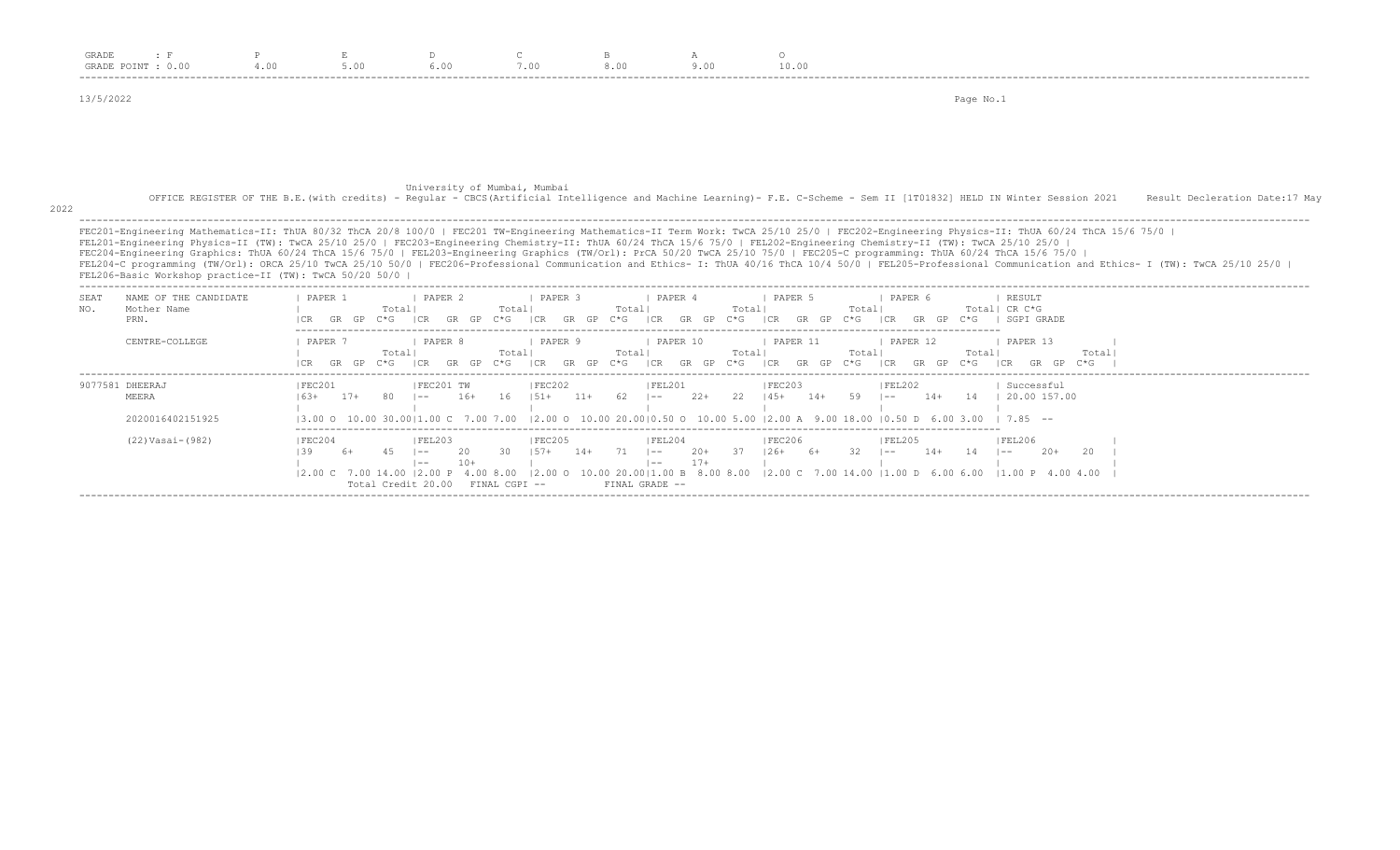| GRADE | : F | P | E | D | C | B | A | O |
|---|---|---|---|---|---|---|---|---|
| GRADE POINT | : 0.00 | 4.00 | 5.00 | 6.00 | 7.00 | 8.00 | 9.00 | 10.00 |

13/5/2022

University of Mumbai, Mumbai

OFFICE REGISTER OF THE B.E.(with credits) - Regular - CBCS(Artificial Intelligence and Machine Learning)- F.E. C-Scheme - Sem II [1T01832] HELD IN Winter Session 2021 Result Decleration Date:17 May 2022

FEC201-Engineering Mathematics-II: ThUA 80/32 ThCA 20/8 100/0 | FEC201 TW-Engineering Mathematics-II Term Work: TwCA 25/10 25/0 | FEC202-Engineering Physics-II: ThUA 60/24 ThCA 15/6 75/0 |
FEL201-Engineering Physics-II (TW): TwCA 25/10 25/0 | FEC203-Engineering Chemistry-II: ThUA 60/24 ThCA 15/6 75/0 | FEL202-Engineering Chemistry-II (TW): TwCA 25/10 25/0 |
FEC204-Engineering Graphics: ThUA 60/24 ThCA 15/6 75/0 | FEL203-Engineering Graphics (TW/Orl): PrCA 50/20 TwCA 25/10 75/0 | FEC205-C programming: ThUA 60/24 ThCA 15/6 75/0 |
FEL204-C programming (TW/Orl): ORCA 25/10 TwCA 25/10 50/0 | FEC206-Professional Communication and Ethics- I: ThUA 40/16 ThCA 10/4 50/0 | FEL205-Professional Communication and Ethics- I (TW): TwCA 25/10 25/0 |
FEL206-Basic Workshop practice-II (TW): TwCA 50/20 50/0 |

| SEAT NO. | NAME OF THE CANDIDATE / Mother Name / PRN. / CENTRE-COLLEGE | PAPER 1 / PAPER 7 | PAPER 2 / PAPER 8 | PAPER 3 / PAPER 9 | PAPER 4 / PAPER 10 | PAPER 5 / PAPER 11 | PAPER 6 / PAPER 12 | RESULT (CR C*G, SGPI GRADE) / PAPER 13 |
|---|---|---|---|---|---|---|---|---|
| | | CR GR GP C*G Total | CR GR GP C*G Total | CR GR GP C*G Total | CR GR GP C*G Total | CR GR GP C*G Total | CR GR GP C*G Total | |
| 9077581 | DHEERAJ | FEC201 | FEC201 TW | FEC202 | FEL201 | FEC203 | FEL202 | Successful |
| | MEERA | 63+ 17+ 80 | -- 16+ 16 | 51+ 11+ 62 | -- 22+ 22 | 45+ 14+ 59 | -- 14+ 14 | 20.00 157.00 |
| | 2020016402151925 | 3.00 O 10.00 30.00 | 1.00 C 7.00 7.00 | 2.00 O 10.00 20.00 | 0.50 O 10.00 5.00 | 2.00 A 9.00 18.00 | 0.50 D 6.00 3.00 | 7.85 -- |
| | (22)Vasai-(982) | FEC204 | FEL203 | FEC205 | FEL204 | FEC206 | FEL205 | FEL206 |
| | | 39 6+ 45 | -- 20 30 / -- 10+ | 57+ 14+ 71 | -- 20+ 37 / -- 17+ | 26+ 6+ 32 | -- 14+ 14 | -- 20+ 20 |
| | | 2.00 C 7.00 14.00 | 2.00 P 4.00 8.00 | 2.00 O 10.00 20.00 | 1.00 B 8.00 8.00 | 2.00 C 7.00 14.00 | 1.00 D 6.00 6.00 | 1.00 P 4.00 4.00 |

Total Credit 20.00 FINAL CGPI -- FINAL GRADE --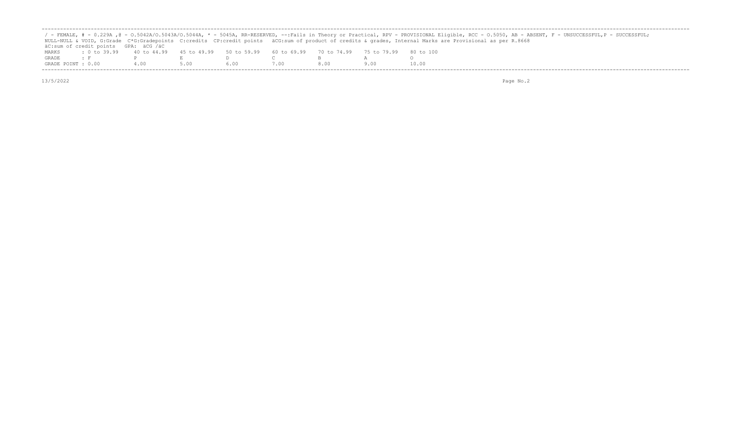/ - FEMALE, # - 0.229A ,@ - O.5042A/O.5043A/O.5044A, * - 5045A, RR-RESERVED, --:Fails in Theory or Practical, RPV - PROVISIONAL Eligible, RCC - O.5050, AB - ABSENT, F - UNSUCCESSFUL,P - SUCCESSFUL;
NULL-NULL & VOID, G:Grade C*G:Gradepoints C:credits CP:credit points äCG:sum of product of credits & grades, Internal Marks are Provisional as per R.8668
äC:sum of credit points GPA: äCG /äC

| | | | | | | | | |
|---|---|---|---|---|---|---|---|---|
| MARKS | : 0 to 39.99 | 40 to 44.99 | 45 to 49.99 | 50 to 59.99 | 60 to 69.99 | 70 to 74.99 | 75 to 79.99 | 80 to 100 |
| GRADE | : F | P | E | D | C | B | A | O |
| GRADE POINT | : 0.00 | 4.00 | 5.00 | 6.00 | 7.00 | 8.00 | 9.00 | 10.00 |

13/5/2022